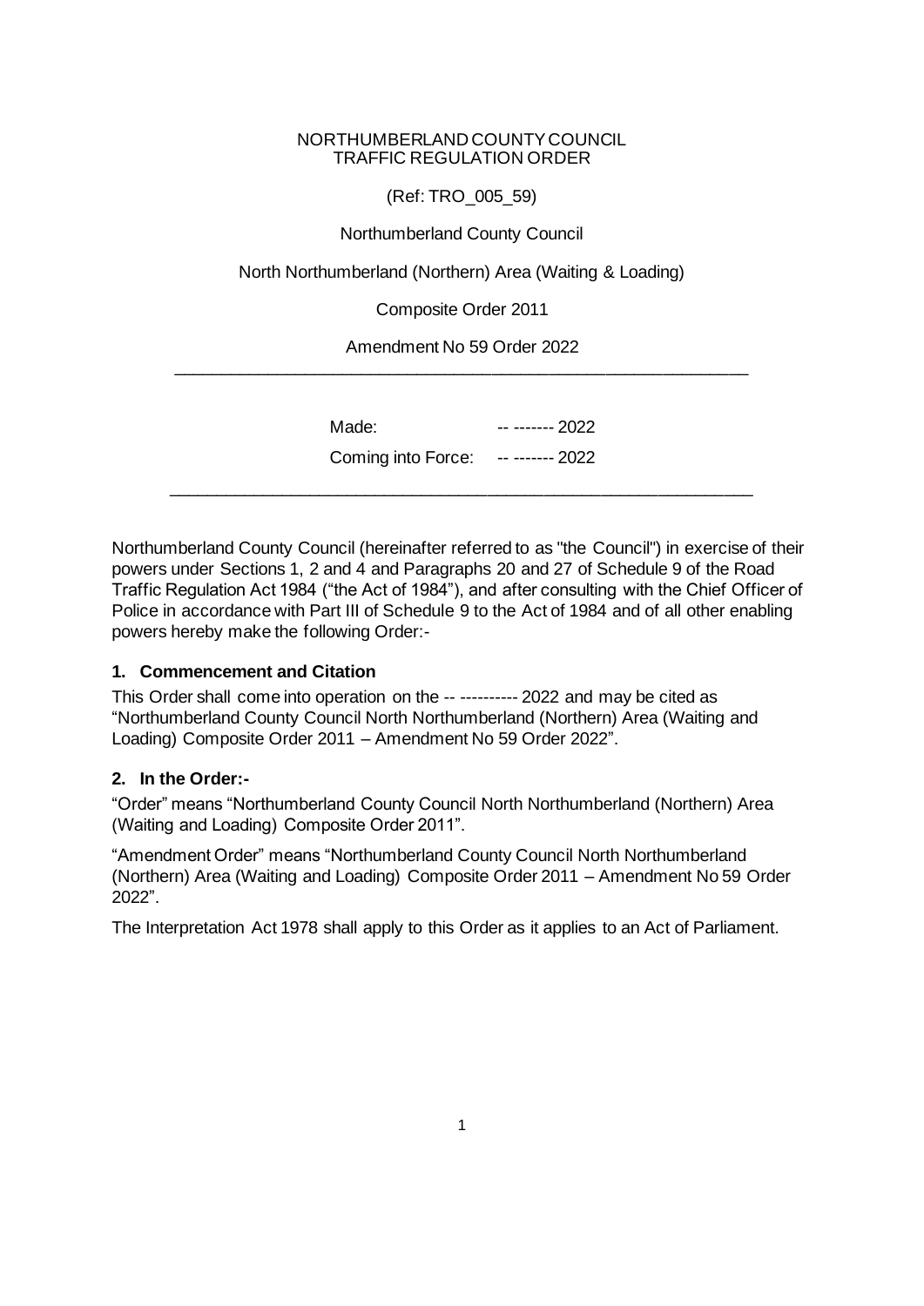NORTHUMBERLAND COUNTY COUNCIL
TRAFFIC REGULATION ORDER

(Ref: TRO_005_59)

Northumberland County Council

North Northumberland (Northern) Area (Waiting & Loading)

Composite Order 2011

Amendment No 59 Order 2022

---

Made: -- ------- 2022

Coming into Force: -- ------- 2022

---

Northumberland County Council (hereinafter referred to as "the Council") in exercise of their powers under Sections 1, 2 and 4 and Paragraphs 20 and 27 of Schedule 9 of the Road Traffic Regulation Act 1984 ("the Act of 1984"), and after consulting with the Chief Officer of Police in accordance with Part III of Schedule 9 to the Act of 1984 and of all other enabling powers hereby make the following Order:-

## 1. Commencement and Citation

This Order shall come into operation on the -- ---------- 2022 and may be cited as "Northumberland County Council North Northumberland (Northern) Area (Waiting and Loading) Composite Order 2011 – Amendment No 59 Order 2022".

## 2. In the Order:-

"Order" means "Northumberland County Council North Northumberland (Northern) Area (Waiting and Loading) Composite Order 2011".

"Amendment Order" means "Northumberland County Council North Northumberland (Northern) Area (Waiting and Loading) Composite Order 2011 – Amendment No 59 Order 2022".

The Interpretation Act 1978 shall apply to this Order as it applies to an Act of Parliament.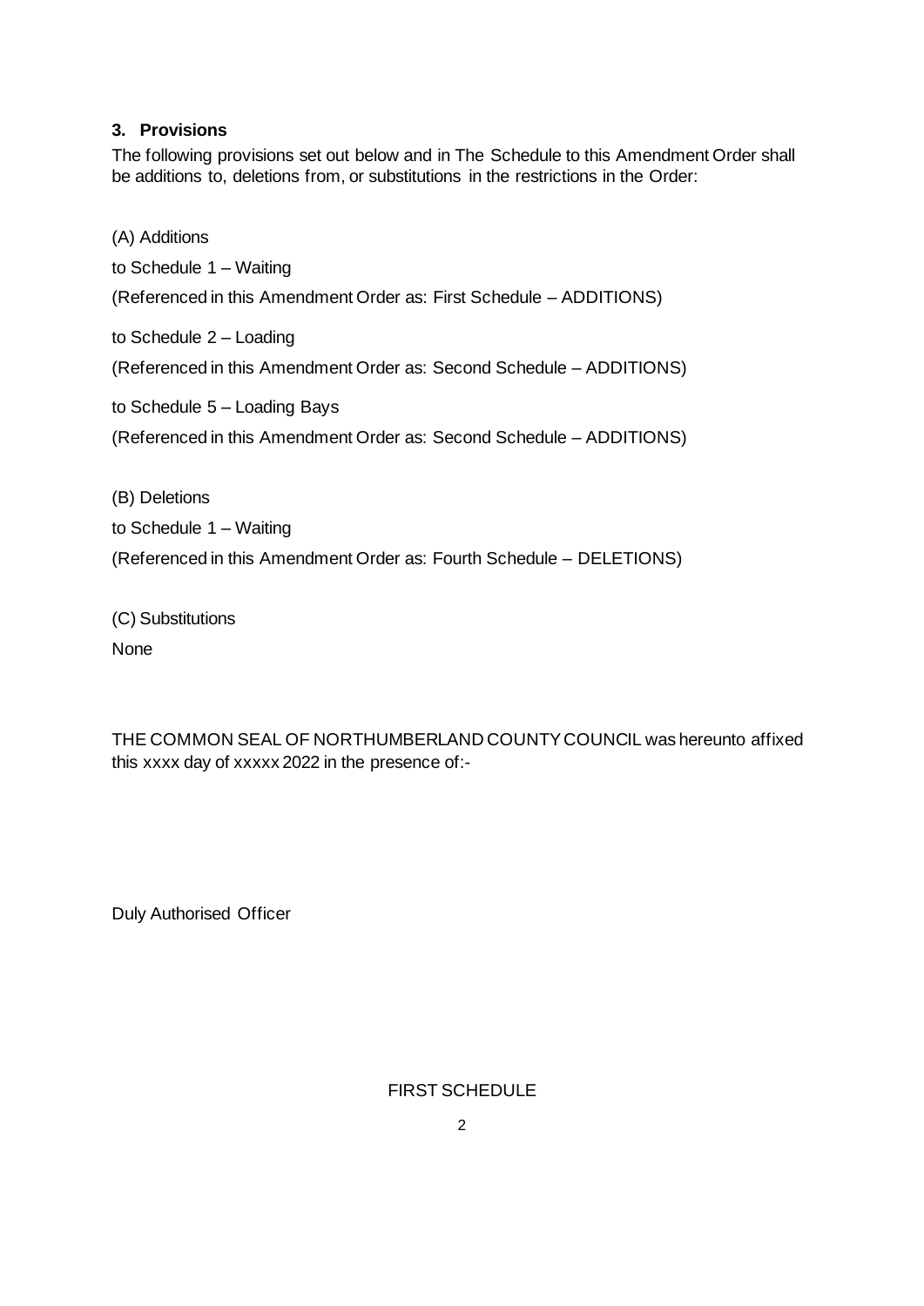### 3. Provisions

The following provisions set out below and in The Schedule to this Amendment Order shall be additions to, deletions from, or substitutions in the restrictions in the Order:

(A) Additions

to Schedule 1 – Waiting

(Referenced in this Amendment Order as: First Schedule – ADDITIONS)

to Schedule 2 – Loading

(Referenced in this Amendment Order as: Second Schedule – ADDITIONS)

to Schedule 5 – Loading Bays

(Referenced in this Amendment Order as: Second Schedule – ADDITIONS)

(B) Deletions

to Schedule 1 – Waiting

(Referenced in this Amendment Order as: Fourth Schedule – DELETIONS)

(C) Substitutions

None

THE COMMON SEAL OF NORTHUMBERLAND COUNTY COUNCIL was hereunto affixed this xxxx day of xxxxx 2022 in the presence of:-

Duly Authorised Officer

FIRST SCHEDULE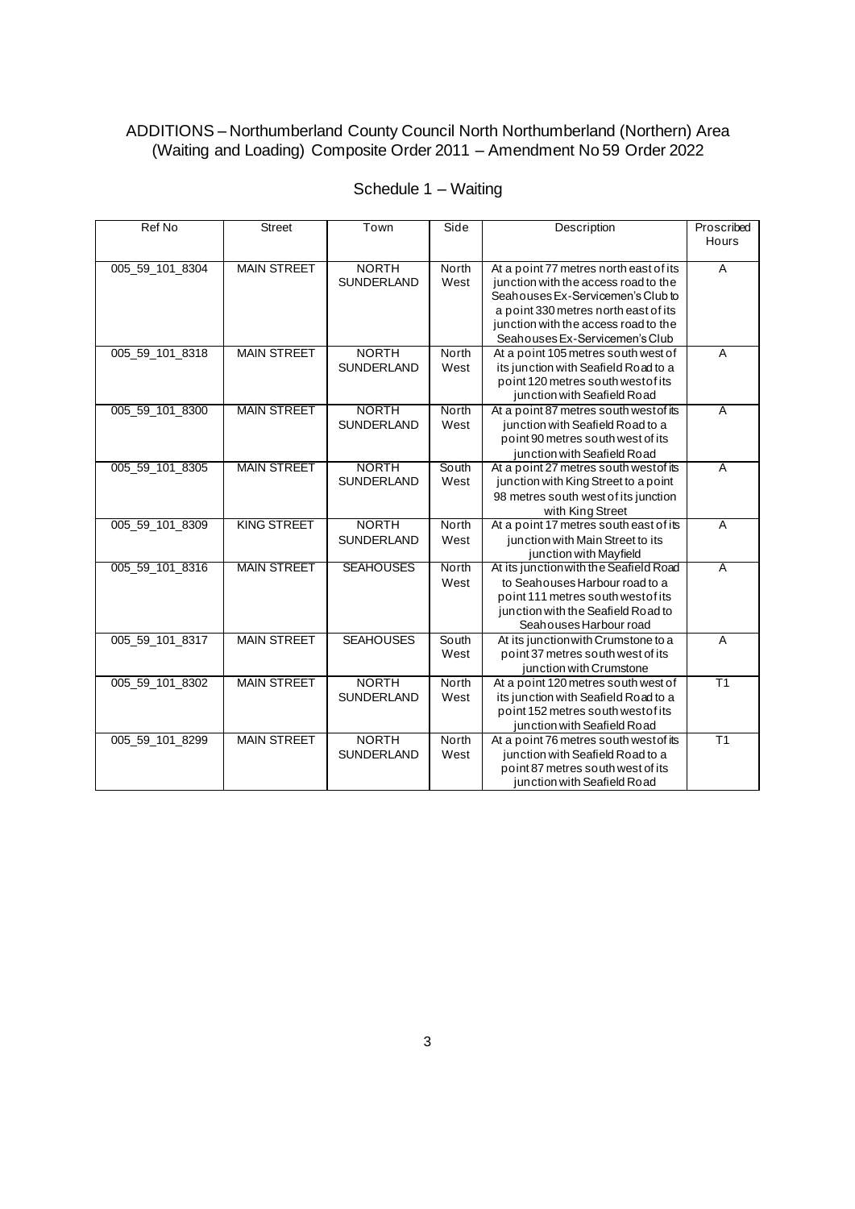ADDITIONS – Northumberland County Council North Northumberland (Northern) Area (Waiting and Loading) Composite Order 2011 – Amendment No 59 Order 2022

Schedule 1 – Waiting

| Ref No | Street | Town | Side | Description | Proscribed Hours |
|---|---|---|---|---|---|
| 005_59_101_8304 | MAIN STREET | NORTH SUNDERLAND | North West | At a point 77 metres north east of its junction with the access road to the Seahouses Ex-Servicemen's Club to a point 330 metres north east of its junction with the access road to the Seahouses Ex-Servicemen's Club | A |
| 005_59_101_8318 | MAIN STREET | NORTH SUNDERLAND | North West | At a point 105 metres south west of its junction with Seafield Road to a point 120 metres south west of its junction with Seafield Road | A |
| 005_59_101_8300 | MAIN STREET | NORTH SUNDERLAND | North West | At a point 87 metres south west of its junction with Seafield Road to a point 90 metres south west of its junction with Seafield Road | A |
| 005_59_101_8305 | MAIN STREET | NORTH SUNDERLAND | South West | At a point 27 metres south west of its junction with King Street to a point 98 metres south west of its junction with King Street | A |
| 005_59_101_8309 | KING STREET | NORTH SUNDERLAND | North West | At a point 17 metres south east of its junction with Main Street to its junction with Mayfield | A |
| 005_59_101_8316 | MAIN STREET | SEAHOUSES | North West | At its junction with the Seafield Road to Seahouses Harbour road to a point 111 metres south west of its junction with the Seafield Road to Seahouses Harbour road | A |
| 005_59_101_8317 | MAIN STREET | SEAHOUSES | South West | At its junction with Crumstone to a point 37 metres south west of its junction with Crumstone | A |
| 005_59_101_8302 | MAIN STREET | NORTH SUNDERLAND | North West | At a point 120 metres south west of its junction with Seafield Road to a point 152 metres south west of its junction with Seafield Road | T1 |
| 005_59_101_8299 | MAIN STREET | NORTH SUNDERLAND | North West | At a point 76 metres south west of its junction with Seafield Road to a point 87 metres south west of its junction with Seafield Road | T1 |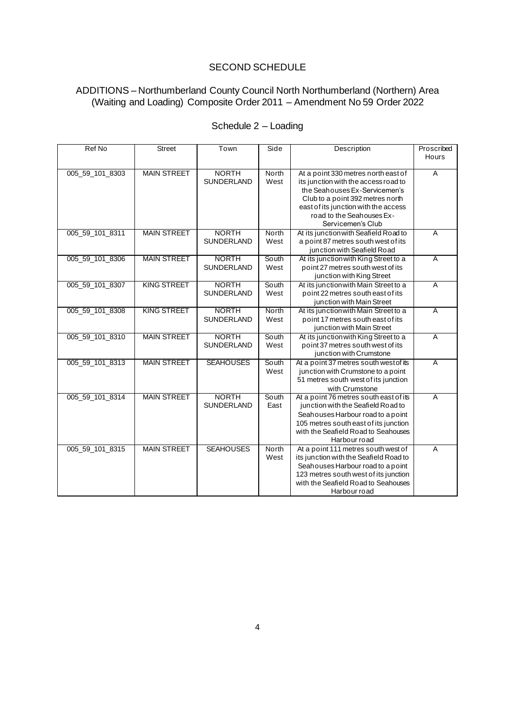## SECOND SCHEDULE

## ADDITIONS – Northumberland County Council North Northumberland (Northern) Area (Waiting and Loading) Composite Order 2011 – Amendment No 59 Order 2022

### Schedule 2 – Loading

| Ref No | Street | Town | Side | Description | Proscribed Hours |
|---|---|---|---|---|---|
| 005_59_101_8303 | MAIN STREET | NORTH SUNDERLAND | North West | At a point 330 metres north east of its junction with the access road to the Seahouses Ex-Servicemen's Club to a point 392 metres north east of its junction with the access road to the Seahouses Ex-Servicemen's Club | A |
| 005_59_101_8311 | MAIN STREET | NORTH SUNDERLAND | North West | At its junction with Seafield Road to a point 87 metres south west of its junction with Seafield Road | A |
| 005_59_101_8306 | MAIN STREET | NORTH SUNDERLAND | South West | At its junction with King Street to a point 27 metres south west of its junction with King Street | A |
| 005_59_101_8307 | KING STREET | NORTH SUNDERLAND | South West | At its junction with Main Street to a point 22 metres south east of its junction with Main Street | A |
| 005_59_101_8308 | KING STREET | NORTH SUNDERLAND | North West | At its junction with Main Street to a point 17 metres south east of its junction with Main Street | A |
| 005_59_101_8310 | MAIN STREET | NORTH SUNDERLAND | South West | At its junction with King Street to a point 37 metres south west of its junction with Crumstone | A |
| 005_59_101_8313 | MAIN STREET | SEAHOUSES | South West | At a point 37 metres south west of its junction with Crumstone to a point 51 metres south west of its junction with Crumstone | A |
| 005_59_101_8314 | MAIN STREET | NORTH SUNDERLAND | South East | At a point 76 metres south east of its junction with the Seafield Road to Seahouses Harbour road to a point 105 metres south east of its junction with the Seafield Road to Seahouses Harbour road | A |
| 005_59_101_8315 | MAIN STREET | SEAHOUSES | North West | At a point 111 metres south west of its junction with the Seafield Road to Seahouses Harbour road to a point 123 metres south west of its junction with the Seafield Road to Seahouses Harbour road | A |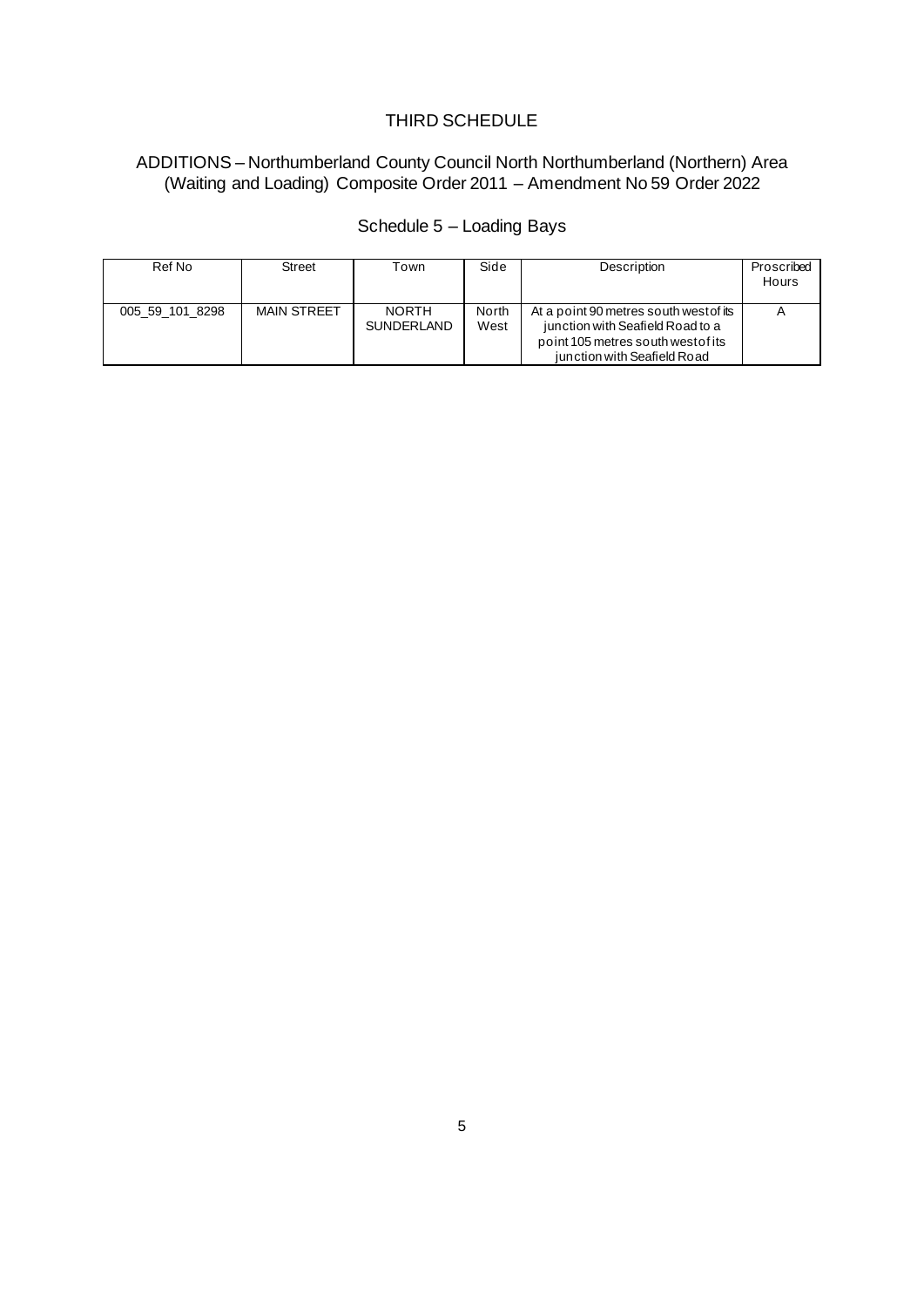# THIRD SCHEDULE

## ADDITIONS – Northumberland County Council North Northumberland (Northern) Area (Waiting and Loading) Composite Order 2011 – Amendment No 59 Order 2022

### Schedule 5 – Loading Bays

| Ref No | Street | Town | Side | Description | Proscribed Hours |
| --- | --- | --- | --- | --- | --- |
| 005_59_101_8298 | MAIN STREET | NORTH SUNDERLAND | North West | At a point 90 metres south west of its junction with Seafield Road to a point 105 metres south west of its junction with Seafield Road | A |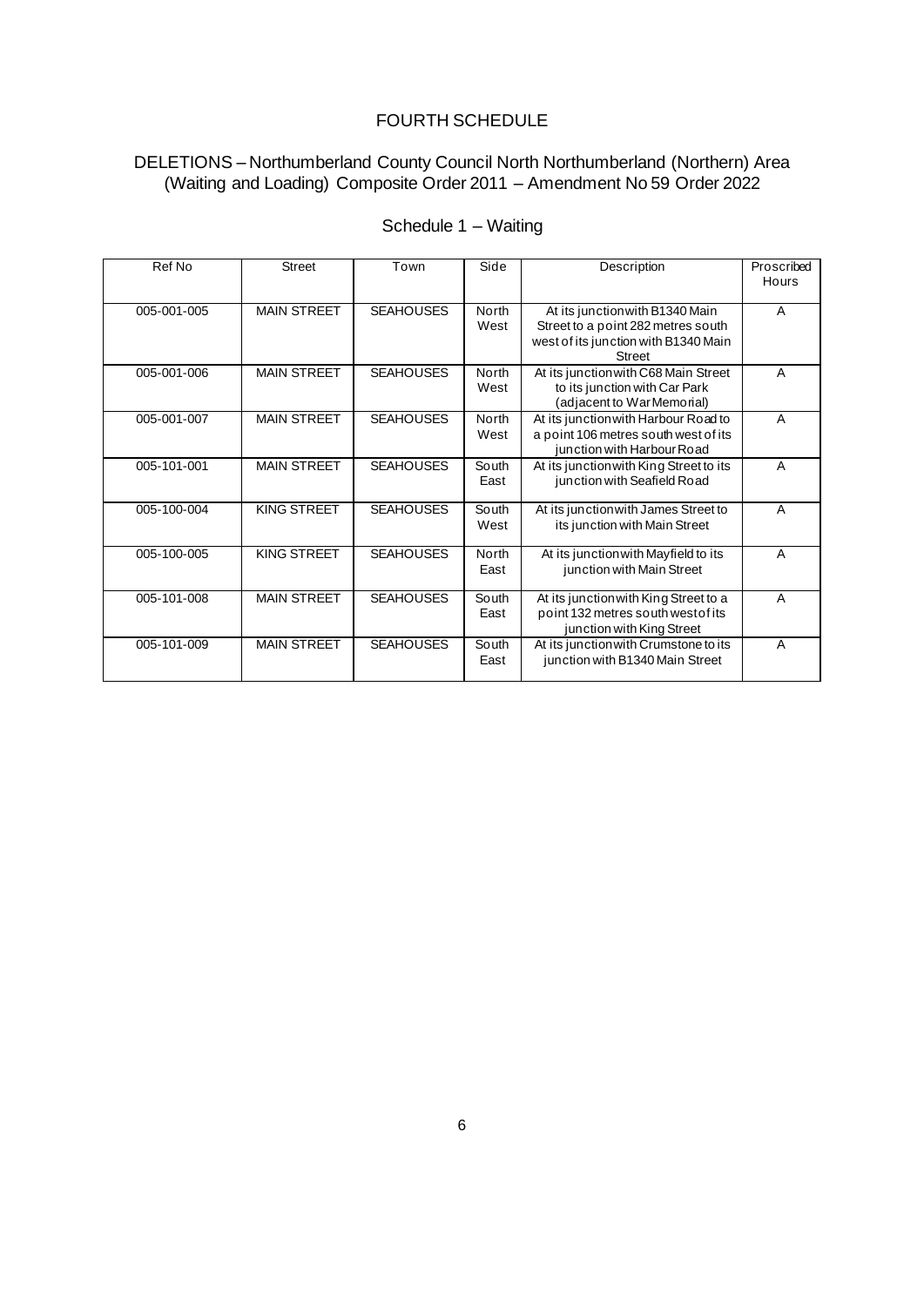# FOURTH SCHEDULE

## DELETIONS – Northumberland County Council North Northumberland (Northern) Area (Waiting and Loading) Composite Order 2011 – Amendment No 59 Order 2022

### Schedule 1 – Waiting

| Ref No | Street | Town | Side | Description | Proscribed Hours |
|---|---|---|---|---|---|
| 005-001-005 | MAIN STREET | SEAHOUSES | North West | At its junction with B1340 Main Street to a point 282 metres south west of its junction with B1340 Main Street | A |
| 005-001-006 | MAIN STREET | SEAHOUSES | North West | At its junction with C68 Main Street to its junction with Car Park (adjacent to War Memorial) | A |
| 005-001-007 | MAIN STREET | SEAHOUSES | North West | At its junction with Harbour Road to a point 106 metres south west of its junction with Harbour Road | A |
| 005-101-001 | MAIN STREET | SEAHOUSES | South East | At its junction with King Street to its junction with Seafield Road | A |
| 005-100-004 | KING STREET | SEAHOUSES | South West | At its junction with James Street to its junction with Main Street | A |
| 005-100-005 | KING STREET | SEAHOUSES | North East | At its junction with Mayfield to its junction with Main Street | A |
| 005-101-008 | MAIN STREET | SEAHOUSES | South East | At its junction with King Street to a point 132 metres south west of its junction with King Street | A |
| 005-101-009 | MAIN STREET | SEAHOUSES | South East | At its junction with Crumstone to its junction with B1340 Main Street | A |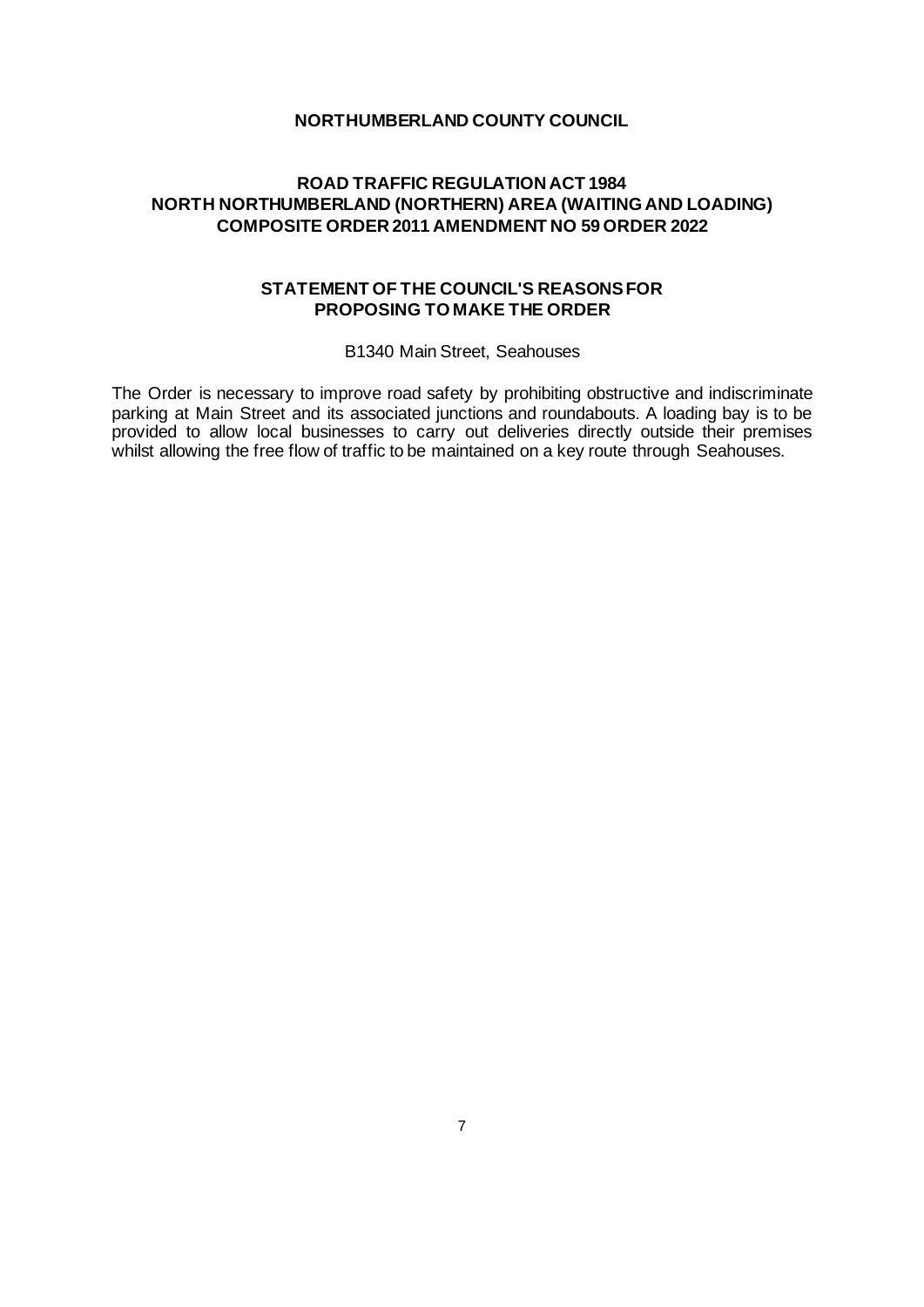**NORTHUMBERLAND COUNTY COUNCIL**

**ROAD TRAFFIC REGULATION ACT 1984**
**NORTH NORTHUMBERLAND (NORTHERN) AREA (WAITING AND LOADING) COMPOSITE ORDER 2011 AMENDMENT NO 59 ORDER 2022**

**STATEMENT OF THE COUNCIL'S REASONS FOR PROPOSING TO MAKE THE ORDER**

B1340 Main Street, Seahouses

The Order is necessary to improve road safety by prohibiting obstructive and indiscriminate parking at Main Street and its associated junctions and roundabouts. A loading bay is to be provided to allow local businesses to carry out deliveries directly outside their premises whilst allowing the free flow of traffic to be maintained on a key route through Seahouses.